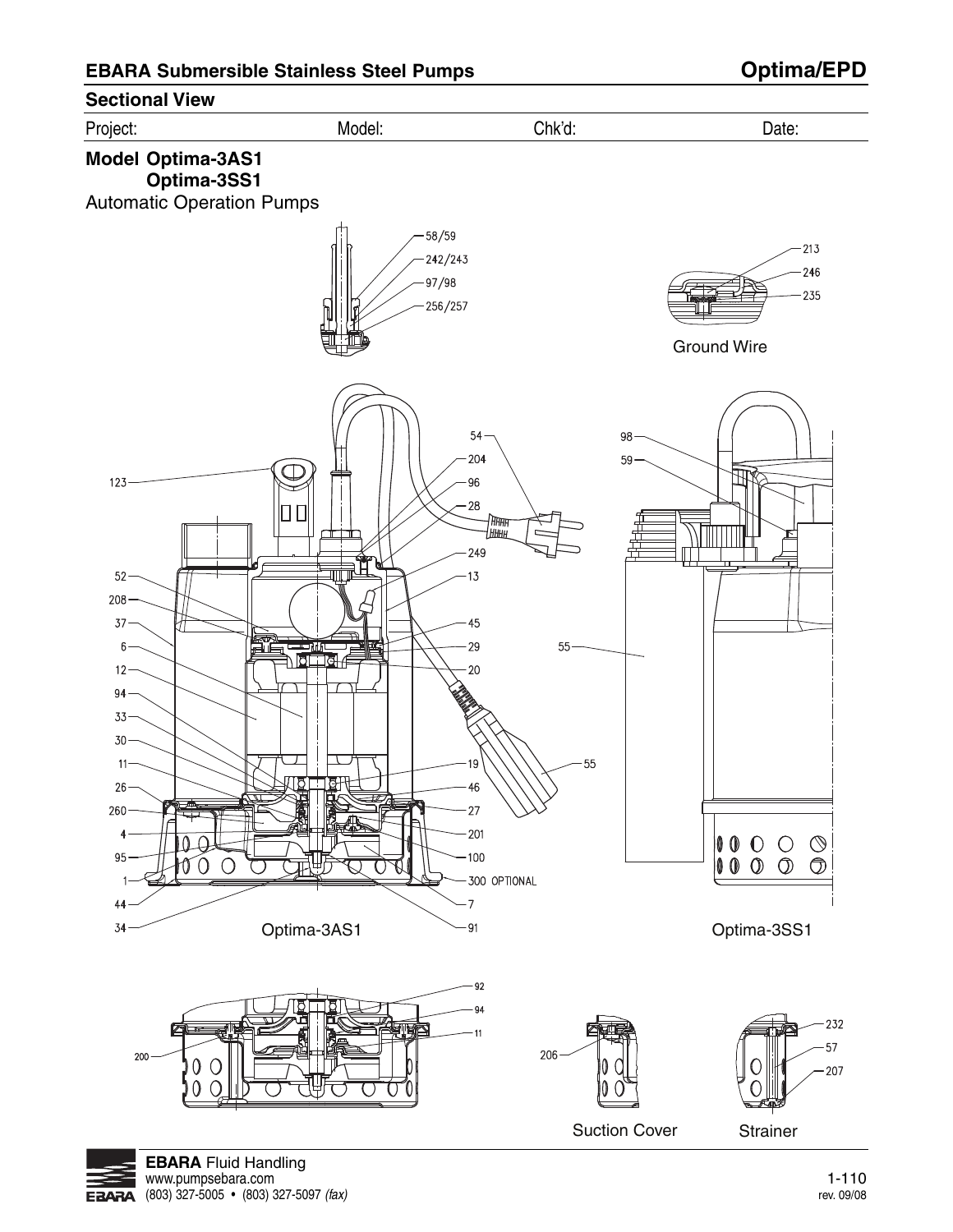## EBARA Submersible Stainless Steel Pumps

## Optima/EPD

### Sectional View

Project: Model: Chk'd: Date:

**Model Optima-3AS1**
**Optima-3SS1**

Automatic Operation Pumps

58/59
242/243
97/98
256/257

213
246
235

Ground Wire

123
52
208
37
6
12
94
33
30
11
26
260
4
95
1
44
34

54
204
96
28
249
13
45
29
20
19
46
27
201
100
300 OPTIONAL
7
91

55

98
59
55

Optima-3AS1

Optima-3SS1

92
94
11
200

206

Suction Cover

232
57
207

Strainer

**EBARA** Fluid Handling
www.pumpsebara.com
(803) 327-5005 • (803) 327-5097 *(fax)*

rev. 09/08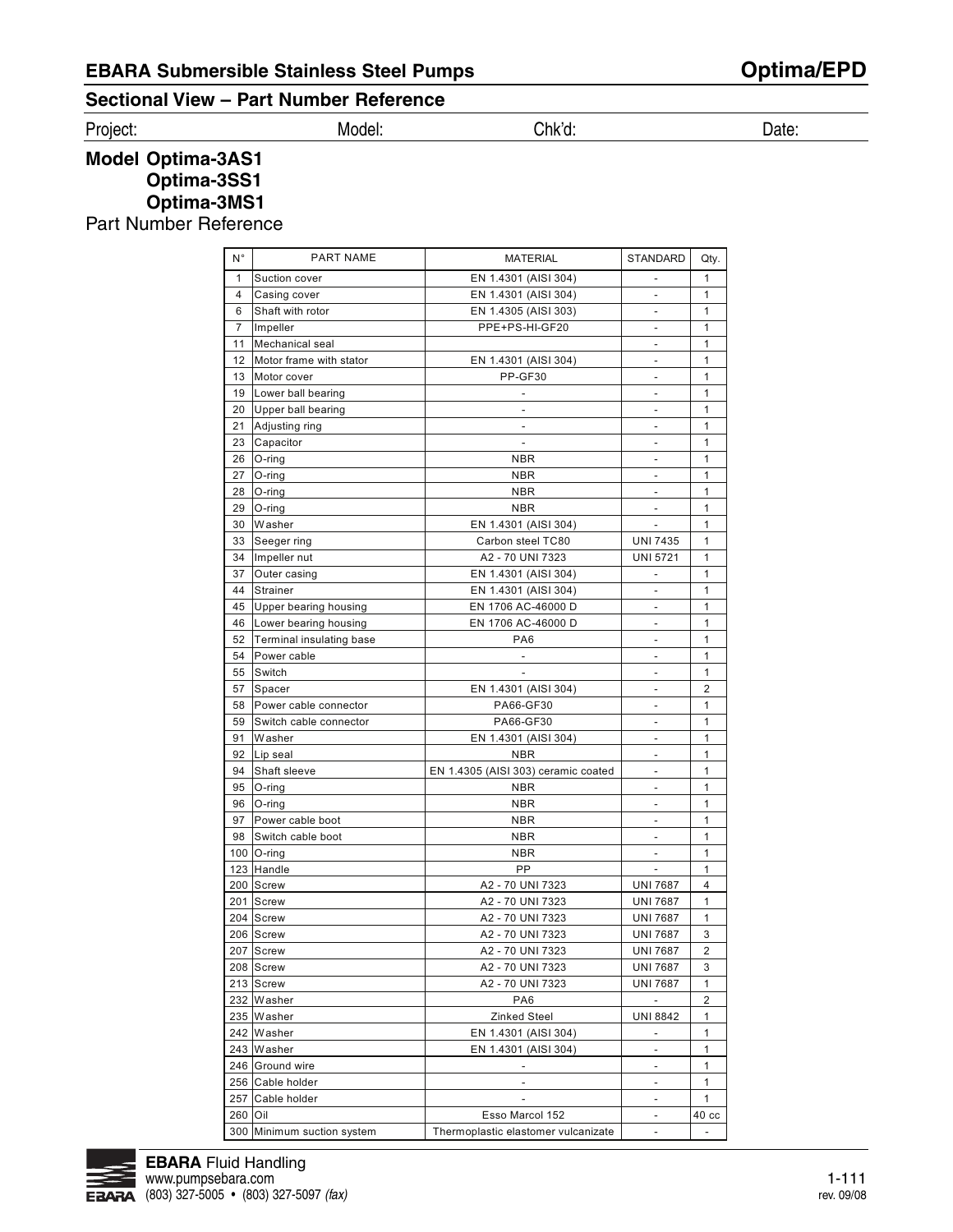# EBARA Submersible Stainless Steel Pumps — Optima/EPD

## Sectional View – Part Number Reference

Project: Model: Chk'd: Date:

## Model Optima-3AS1
## Optima-3SS1
## Optima-3MS1

Part Number Reference

| N° | PART NAME | MATERIAL | STANDARD | Qty. |
|---|---|---|---|---|
| 1 | Suction cover | EN 1.4301 (AISI 304) | - | 1 |
| 4 | Casing cover | EN 1.4301 (AISI 304) | - | 1 |
| 6 | Shaft with rotor | EN 1.4305 (AISI 303) | - | 1 |
| 7 | Impeller | PPE+PS-HI-GF20 | - | 1 |
| 11 | Mechanical seal | | - | 1 |
| 12 | Motor frame with stator | EN 1.4301 (AISI 304) | - | 1 |
| 13 | Motor cover | PP-GF30 | - | 1 |
| 19 | Lower ball bearing | - | - | 1 |
| 20 | Upper ball bearing | - | - | 1 |
| 21 | Adjusting ring | - | - | 1 |
| 23 | Capacitor | - | - | 1 |
| 26 | O-ring | NBR | - | 1 |
| 27 | O-ring | NBR | - | 1 |
| 28 | O-ring | NBR | - | 1 |
| 29 | O-ring | NBR | - | 1 |
| 30 | Washer | EN 1.4301 (AISI 304) | - | 1 |
| 33 | Seeger ring | Carbon steel TC80 | UNI 7435 | 1 |
| 34 | Impeller nut | A2 - 70 UNI 7323 | UNI 5721 | 1 |
| 37 | Outer casing | EN 1.4301 (AISI 304) | - | 1 |
| 44 | Strainer | EN 1.4301 (AISI 304) | - | 1 |
| 45 | Upper bearing housing | EN 1706 AC-46000 D | - | 1 |
| 46 | Lower bearing housing | EN 1706 AC-46000 D | - | 1 |
| 52 | Terminal insulating base | PA6 | - | 1 |
| 54 | Power cable | - | - | 1 |
| 55 | Switch | - | - | 1 |
| 57 | Spacer | EN 1.4301 (AISI 304) | - | 2 |
| 58 | Power cable connector | PA66-GF30 | - | 1 |
| 59 | Switch cable connector | PA66-GF30 | - | 1 |
| 91 | Washer | EN 1.4301 (AISI 304) | - | 1 |
| 92 | Lip seal | NBR | - | 1 |
| 94 | Shaft sleeve | EN 1.4305 (AISI 303) ceramic coated | - | 1 |
| 95 | O-ring | NBR | - | 1 |
| 96 | O-ring | NBR | - | 1 |
| 97 | Power cable boot | NBR | - | 1 |
| 98 | Switch cable boot | NBR | - | 1 |
| 100 | O-ring | NBR | - | 1 |
| 123 | Handle | PP | - | 1 |
| 200 | Screw | A2 - 70 UNI 7323 | UNI 7687 | 4 |
| 201 | Screw | A2 - 70 UNI 7323 | UNI 7687 | 1 |
| 204 | Screw | A2 - 70 UNI 7323 | UNI 7687 | 1 |
| 206 | Screw | A2 - 70 UNI 7323 | UNI 7687 | 3 |
| 207 | Screw | A2 - 70 UNI 7323 | UNI 7687 | 2 |
| 208 | Screw | A2 - 70 UNI 7323 | UNI 7687 | 3 |
| 213 | Screw | A2 - 70 UNI 7323 | UNI 7687 | 1 |
| 232 | Washer | PA6 | - | 2 |
| 235 | Washer | Zinked Steel | UNI 8842 | 1 |
| 242 | Washer | EN 1.4301 (AISI 304) | - | 1 |
| 243 | Washer | EN 1.4301 (AISI 304) | - | 1 |
| 246 | Ground wire | - | - | 1 |
| 256 | Cable holder | - | - | 1 |
| 257 | Cable holder | - | - | 1 |
| 260 | Oil | Esso Marcol 152 | - | 40 cc |
| 300 | Minimum suction system | Thermoplastic elastomer vulcanizate | - | - |

**EBARA** Fluid Handling
www.pumpsebara.com
(803) 327-5005 • (803) 327-5097 *(fax)*

rev. 09/08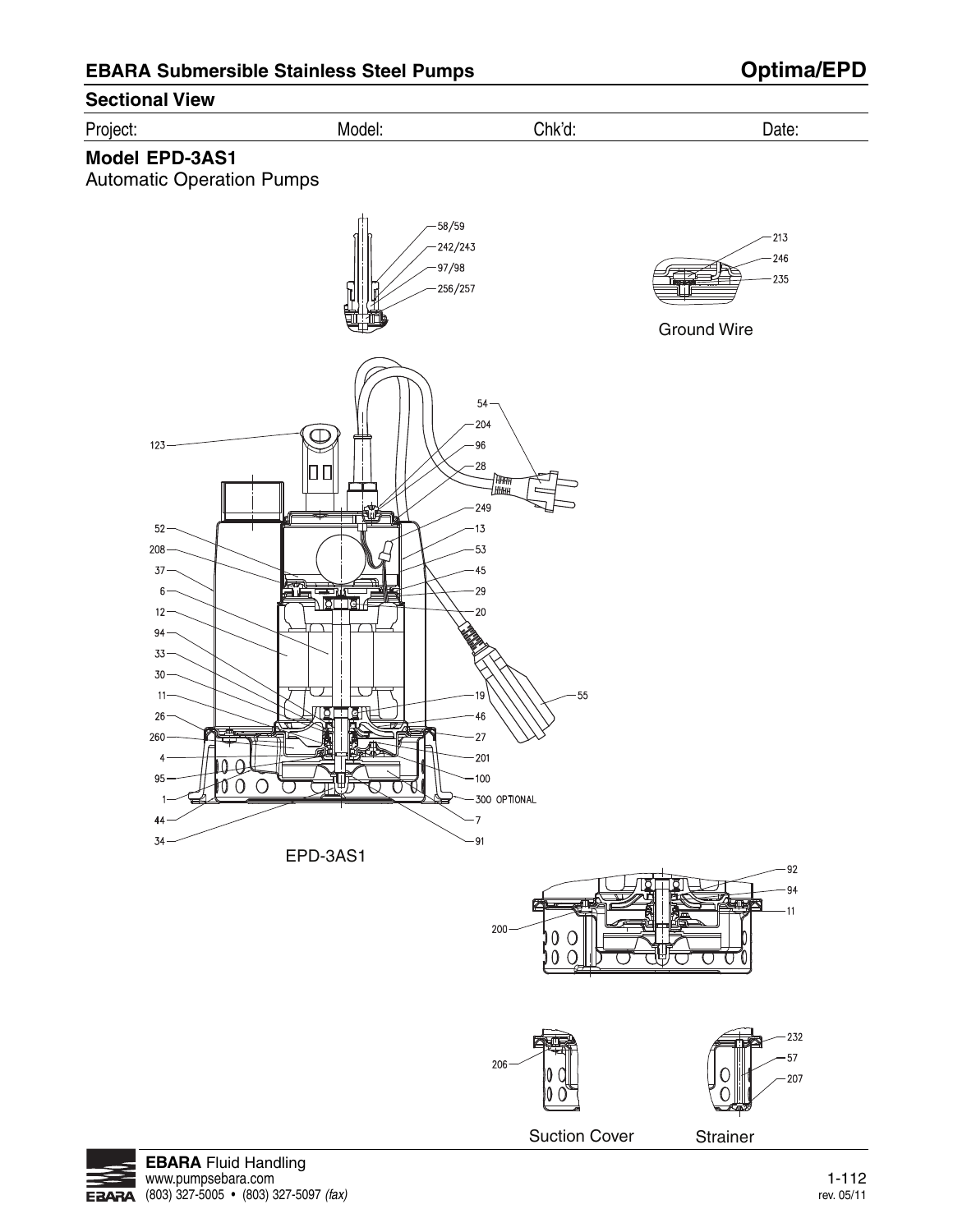## EBARA Submersible Stainless Steel Pumps — Optima/EPD

### Sectional View

Project: Model: Chk'd: Date:

### Model EPD-3AS1

Automatic Operation Pumps

58/59
242/243
97/98
256/257

213
246
235

Ground Wire

123
52
208
37
6
12
94
33
30
11
26
260
4
95
1
44
34

54
204
96
28
249
13
53
45
29
20
19
46
27
201
100
300 OPTIONAL
7
91

55

EPD-3AS1

92
94
11
200

206

Suction Cover

232
57
207

Strainer

**EBARA** Fluid Handling
www.pumpsebara.com
(803) 327-5005 • (803) 327-5097 *(fax)*

rev. 05/11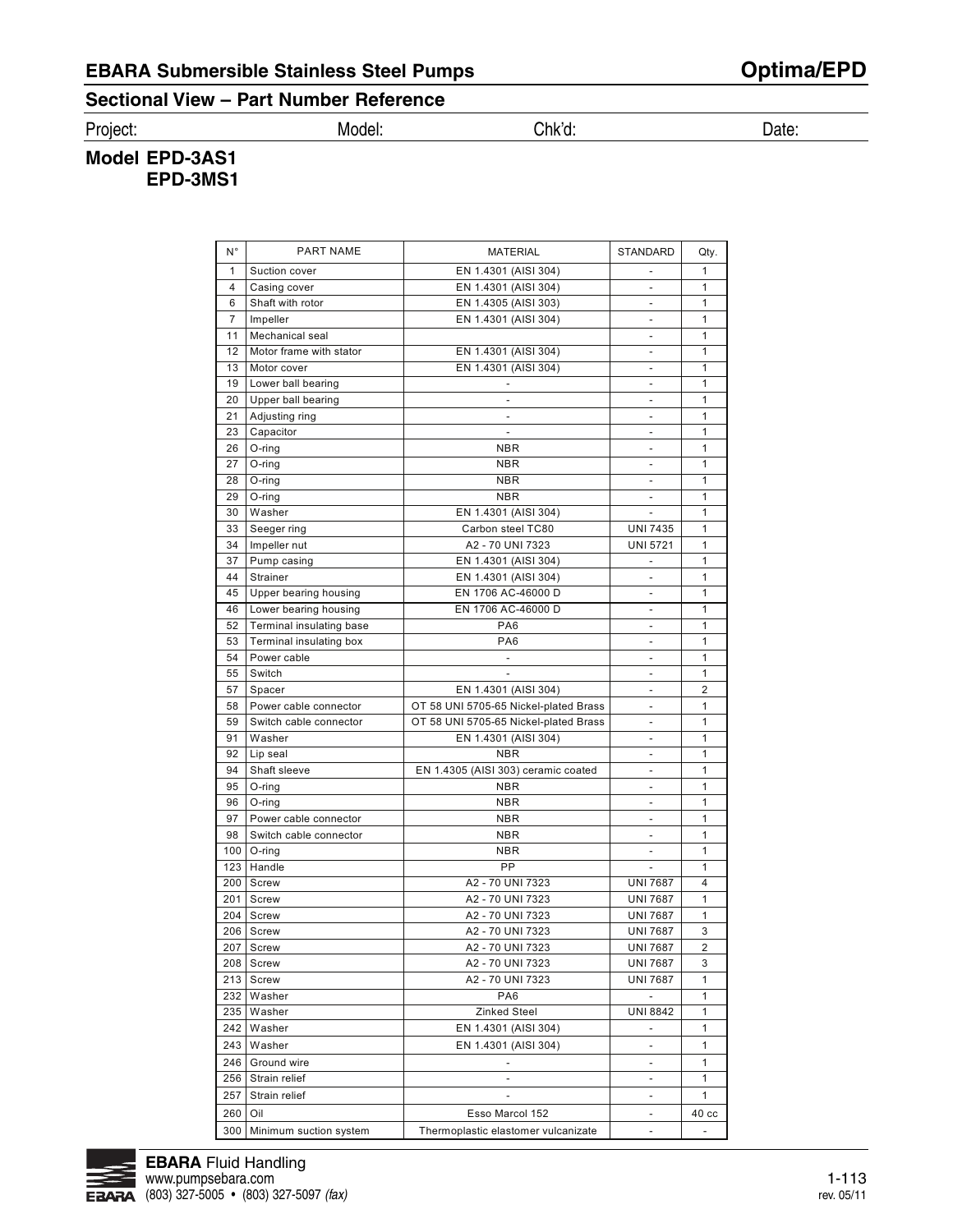## EBARA Submersible Stainless Steel Pumps — Optima/EPD

### Sectional View – Part Number Reference

Project: Model: Chk'd: Date:

**Model EPD-3AS1**
**EPD-3MS1**

| N° | PART NAME | MATERIAL | STANDARD | Qty. |
|---|---|---|---|---|
| 1 | Suction cover | EN 1.4301 (AISI 304) | - | 1 |
| 4 | Casing cover | EN 1.4301 (AISI 304) | - | 1 |
| 6 | Shaft with rotor | EN 1.4305 (AISI 303) | - | 1 |
| 7 | Impeller | EN 1.4301 (AISI 304) | - | 1 |
| 11 | Mechanical seal | | - | 1 |
| 12 | Motor frame with stator | EN 1.4301 (AISI 304) | - | 1 |
| 13 | Motor cover | EN 1.4301 (AISI 304) | - | 1 |
| 19 | Lower ball bearing | - | - | 1 |
| 20 | Upper ball bearing | - | - | 1 |
| 21 | Adjusting ring | - | - | 1 |
| 23 | Capacitor | - | - | 1 |
| 26 | O-ring | NBR | - | 1 |
| 27 | O-ring | NBR | - | 1 |
| 28 | O-ring | NBR | - | 1 |
| 29 | O-ring | NBR | - | 1 |
| 30 | Washer | EN 1.4301 (AISI 304) | - | 1 |
| 33 | Seeger ring | Carbon steel TC80 | UNI 7435 | 1 |
| 34 | Impeller nut | A2 - 70 UNI 7323 | UNI 5721 | 1 |
| 37 | Pump casing | EN 1.4301 (AISI 304) | - | 1 |
| 44 | Strainer | EN 1.4301 (AISI 304) | - | 1 |
| 45 | Upper bearing housing | EN 1706 AC-46000 D | - | 1 |
| 46 | Lower bearing housing | EN 1706 AC-46000 D | - | 1 |
| 52 | Terminal insulating base | PA6 | - | 1 |
| 53 | Terminal insulating box | PA6 | - | 1 |
| 54 | Power cable | - | - | 1 |
| 55 | Switch | - | - | 1 |
| 57 | Spacer | EN 1.4301 (AISI 304) | - | 2 |
| 58 | Power cable connector | OT 58 UNI 5705-65 Nickel-plated Brass | - | 1 |
| 59 | Switch cable connector | OT 58 UNI 5705-65 Nickel-plated Brass | - | 1 |
| 91 | Washer | EN 1.4301 (AISI 304) | - | 1 |
| 92 | Lip seal | NBR | - | 1 |
| 94 | Shaft sleeve | EN 1.4305 (AISI 303) ceramic coated | - | 1 |
| 95 | O-ring | NBR | - | 1 |
| 96 | O-ring | NBR | - | 1 |
| 97 | Power cable connector | NBR | - | 1 |
| 98 | Switch cable connector | NBR | - | 1 |
| 100 | O-ring | NBR | - | 1 |
| 123 | Handle | PP | - | 1 |
| 200 | Screw | A2 - 70 UNI 7323 | UNI 7687 | 4 |
| 201 | Screw | A2 - 70 UNI 7323 | UNI 7687 | 1 |
| 204 | Screw | A2 - 70 UNI 7323 | UNI 7687 | 1 |
| 206 | Screw | A2 - 70 UNI 7323 | UNI 7687 | 3 |
| 207 | Screw | A2 - 70 UNI 7323 | UNI 7687 | 2 |
| 208 | Screw | A2 - 70 UNI 7323 | UNI 7687 | 3 |
| 213 | Screw | A2 - 70 UNI 7323 | UNI 7687 | 1 |
| 232 | Washer | PA6 | - | 1 |
| 235 | Washer | Zinked Steel | UNI 8842 | 1 |
| 242 | Washer | EN 1.4301 (AISI 304) | - | 1 |
| 243 | Washer | EN 1.4301 (AISI 304) | - | 1 |
| 246 | Ground wire | - | - | 1 |
| 256 | Strain relief | - | - | 1 |
| 257 | Strain relief | - | - | 1 |
| 260 | Oil | Esso Marcol 152 | - | 40 cc |
| 300 | Minimum suction system | Thermoplastic elastomer vulcanizate | - | - |

**EBARA** Fluid Handling
www.pumpsebara.com
(803) 327-5005 • (803) 327-5097 *(fax)*

rev. 05/11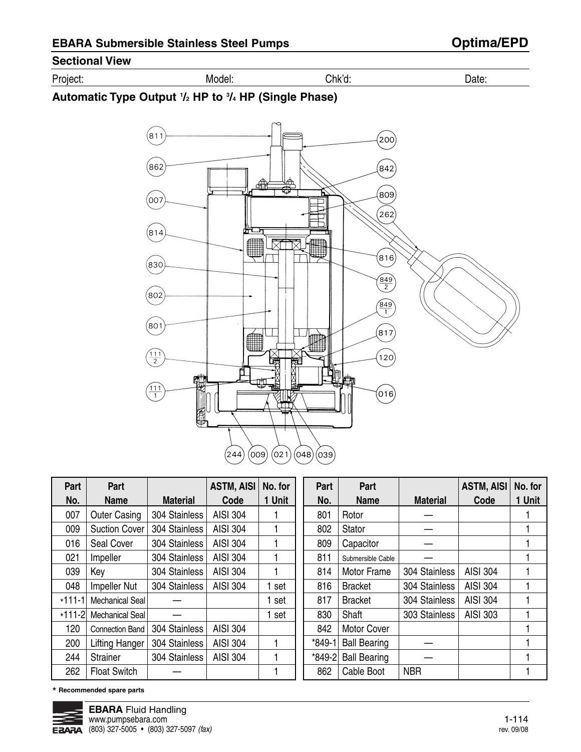## EBARA Submersible Stainless Steel Pumps — Optima/EPD

### Sectional View

Project: Model: Chk'd: Date:

### Automatic Type Output 1/2 HP to 3/4 HP (Single Phase)

| Part No. | Part Name | Material | ASTM, AISI Code | No. for 1 Unit |
|---|---|---|---|---|
| 007 | Outer Casing | 304 Stainless | AISI 304 | 1 |
| 009 | Suction Cover | 304 Stainless | AISI 304 | 1 |
| 016 | Seal Cover | 304 Stainless | AISI 304 | 1 |
| 021 | Impeller | 304 Stainless | AISI 304 | 1 |
| 039 | Key | 304 Stainless | AISI 304 | 1 |
| 048 | Impeller Nut | 304 Stainless | AISI 304 | 1 set |
| *111-1 | Mechanical Seal | — | | 1 set |
| *111-2 | Mechanical Seal | — | | 1 set |
| 120 | Connection Band | 304 Stainless | AISI 304 | |
| 200 | Lifting Hanger | 304 Stainless | AISI 304 | 1 |
| 244 | Strainer | 304 Stainless | AISI 304 | 1 |
| 262 | Float Switch | — | | 1 |

| Part No. | Part Name | Material | ASTM, AISI Code | No. for 1 Unit |
|---|---|---|---|---|
| 801 | Rotor | — | | 1 |
| 802 | Stator | — | | 1 |
| 809 | Capacitor | — | | 1 |
| 811 | Submersible Cable | — | | 1 |
| 814 | Motor Frame | 304 Stainless | AISI 304 | 1 |
| 816 | Bracket | 304 Stainless | AISI 304 | 1 |
| 817 | Bracket | 304 Stainless | AISI 304 | 1 |
| 830 | Shaft | 303 Stainless | AISI 303 | 1 |
| 842 | Motor Cover | | | 1 |
| *849-1 | Ball Bearing | — | | 1 |
| *849-2 | Ball Bearing | — | | 1 |
| 862 | Cable Boot | NBR | | 1 |

**\* Recommended spare parts**

**EBARA** Fluid Handling
www.pumpsebara.com
(803) 327-5005 • (803) 327-5097 *(fax)*

1-114
rev. 09/08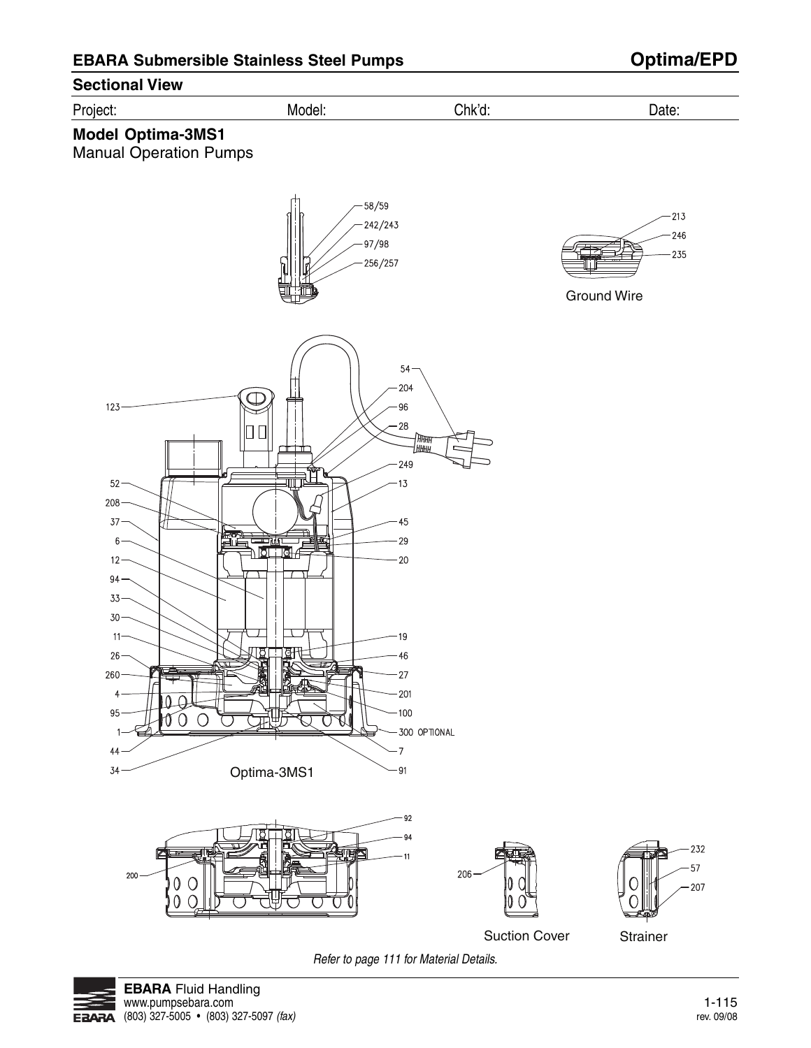## EBARA Submersible Stainless Steel Pumps — Optima/EPD

### Sectional View

Project: Model: Chk'd: Date:

**Model Optima-3MS1**
Manual Operation Pumps

58/59
242/243
97/98
256/257

213
246
235

Ground Wire

123
52
208
37
6
12
94
33
30
11
26
260
4
95
1
44
34

54
204
96
28
249
13
45
29
20
19
46
27
201
100
300 OPTIONAL
7
91

Optima-3MS1

92
94
11
200

206

Suction Cover

232
57
207

Strainer

*Refer to page 111 for Material Details.*

**EBARA** Fluid Handling
www.pumpsebara.com
(803) 327-5005 • (803) 327-5097 *(fax)*

rev. 09/08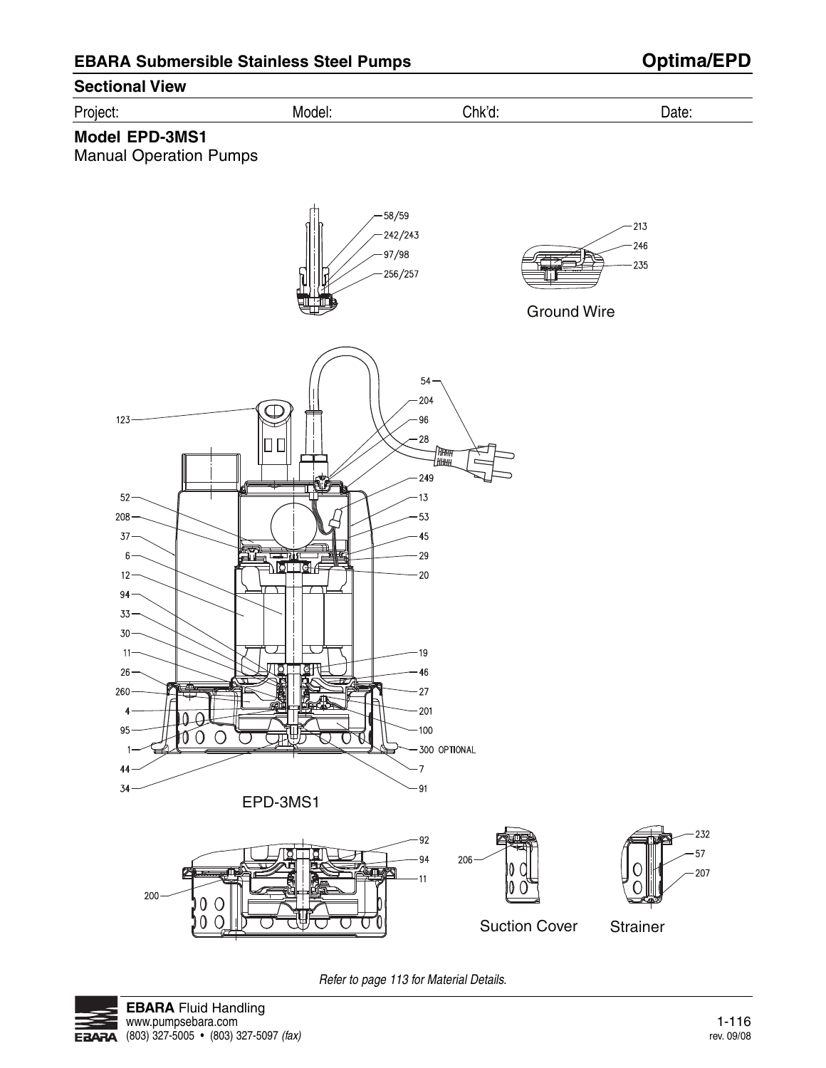## Sectional View

Project: Model: Chk'd: Date:

### Model EPD-3MS1

Manual Operation Pumps

58/59
242/243
97/98
256/257

213
246
235

Ground Wire

123, 52, 208, 37, 6, 12, 94, 33, 30, 11, 26, 260, 4, 95, 1, 44, 34

54, 204, 96, 28, 249, 13, 53, 45, 29, 20, 19, 46, 27, 201, 100, 300 OPTIONAL, 7, 91

EPD-3MS1

92
94
11
200

206

Suction Cover

232
57
207

Strainer

*Refer to page 113 for Material Details.*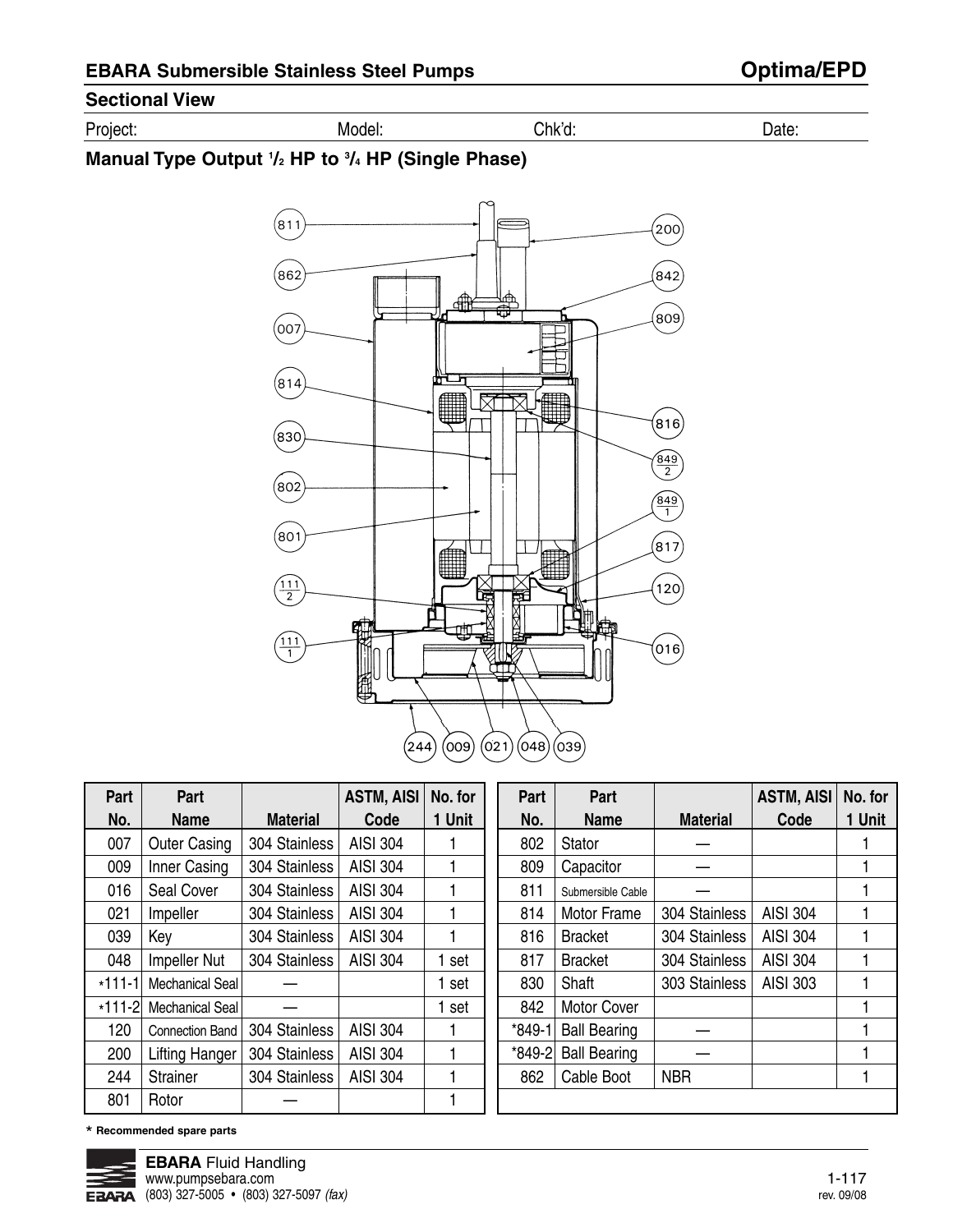# EBARA Submersible Stainless Steel Pumps

# Optima/EPD

## Sectional View

Project: Model: Chk'd: Date:

### Manual Type Output 1/2 HP to 3/4 HP (Single Phase)

| Part No. | Part Name | Material | ASTM, AISI Code | No. for 1 Unit |
|---|---|---|---|---|
| 007 | Outer Casing | 304 Stainless | AISI 304 | 1 |
| 009 | Inner Casing | 304 Stainless | AISI 304 | 1 |
| 016 | Seal Cover | 304 Stainless | AISI 304 | 1 |
| 021 | Impeller | 304 Stainless | AISI 304 | 1 |
| 039 | Key | 304 Stainless | AISI 304 | 1 |
| 048 | Impeller Nut | 304 Stainless | AISI 304 | 1 set |
| *111-1 | Mechanical Seal | — | | 1 set |
| *111-2 | Mechanical Seal | — | | 1 set |
| 120 | Connection Band | 304 Stainless | AISI 304 | 1 |
| 200 | Lifting Hanger | 304 Stainless | AISI 304 | 1 |
| 244 | Strainer | 304 Stainless | AISI 304 | 1 |
| 801 | Rotor | — | | 1 |

| Part No. | Part Name | Material | ASTM, AISI Code | No. for 1 Unit |
|---|---|---|---|---|
| 802 | Stator | — | | 1 |
| 809 | Capacitor | — | | 1 |
| 811 | Submersible Cable | — | | 1 |
| 814 | Motor Frame | 304 Stainless | AISI 304 | 1 |
| 816 | Bracket | 304 Stainless | AISI 304 | 1 |
| 817 | Bracket | 304 Stainless | AISI 304 | 1 |
| 830 | Shaft | 303 Stainless | AISI 303 | 1 |
| 842 | Motor Cover | | | 1 |
| *849-1 | Ball Bearing | — | | 1 |
| *849-2 | Ball Bearing | — | | 1 |
| 862 | Cable Boot | NBR | | 1 |

**\* Recommended spare parts**

**EBARA** Fluid Handling
www.pumpsebara.com
(803) 327-5005 • (803) 327-5097 *(fax)*

rev. 09/08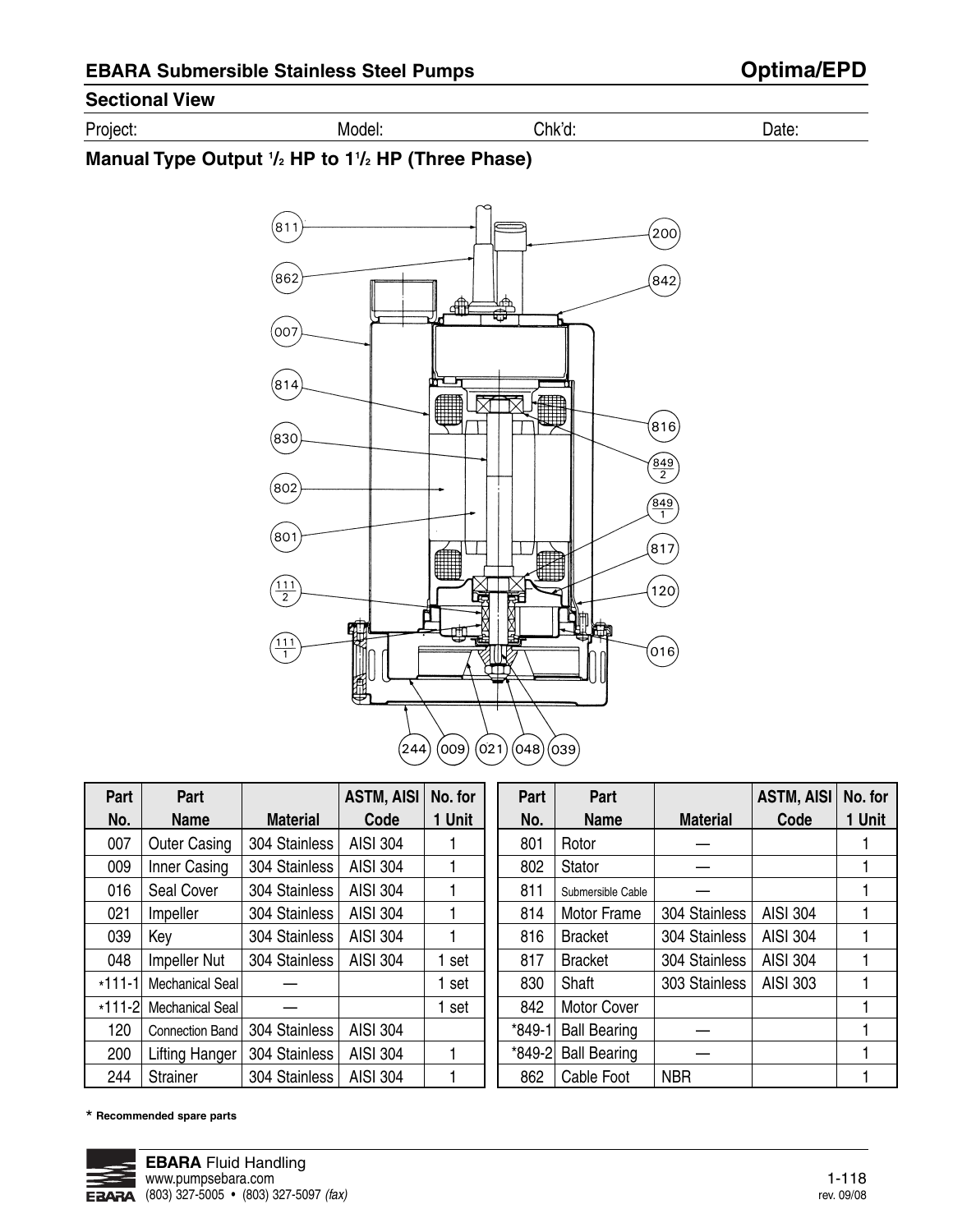## EBARA Submersible Stainless Steel Pumps

# Optima/EPD

### Sectional View

Project: Model: Chk'd: Date:

### Manual Type Output 1/2 HP to 1 1/2 HP (Three Phase)

811
862
007
814
830
802
801
111/2
111/1
200
842
816
849/2
849/1
817
120
016
244 009 021 048 039

| Part No. | Part Name | Material | ASTM, AISI Code | No. for 1 Unit |
|---|---|---|---|---|
| 007 | Outer Casing | 304 Stainless | AISI 304 | 1 |
| 009 | Inner Casing | 304 Stainless | AISI 304 | 1 |
| 016 | Seal Cover | 304 Stainless | AISI 304 | 1 |
| 021 | Impeller | 304 Stainless | AISI 304 | 1 |
| 039 | Key | 304 Stainless | AISI 304 | 1 |
| 048 | Impeller Nut | 304 Stainless | AISI 304 | 1 set |
| *111-1 | Mechanical Seal | — | | 1 set |
| *111-2 | Mechanical Seal | — | | 1 set |
| 120 | Connection Band | 304 Stainless | AISI 304 | |
| 200 | Lifting Hanger | 304 Stainless | AISI 304 | 1 |
| 244 | Strainer | 304 Stainless | AISI 304 | 1 |

| Part No. | Part Name | Material | ASTM, AISI Code | No. for 1 Unit |
|---|---|---|---|---|
| 801 | Rotor | — | | 1 |
| 802 | Stator | — | | 1 |
| 811 | Submersible Cable | — | | 1 |
| 814 | Motor Frame | 304 Stainless | AISI 304 | 1 |
| 816 | Bracket | 304 Stainless | AISI 304 | 1 |
| 817 | Bracket | 304 Stainless | AISI 304 | 1 |
| 830 | Shaft | 303 Stainless | AISI 303 | 1 |
| 842 | Motor Cover | | | 1 |
| *849-1 | Ball Bearing | — | | 1 |
| *849-2 | Ball Bearing | — | | 1 |
| 862 | Cable Foot | NBR | | 1 |

**\* Recommended spare parts**

**EBARA** Fluid Handling
www.pumpsebara.com
(803) 327-5005 • (803) 327-5097 *(fax)*

1-118
rev. 09/08